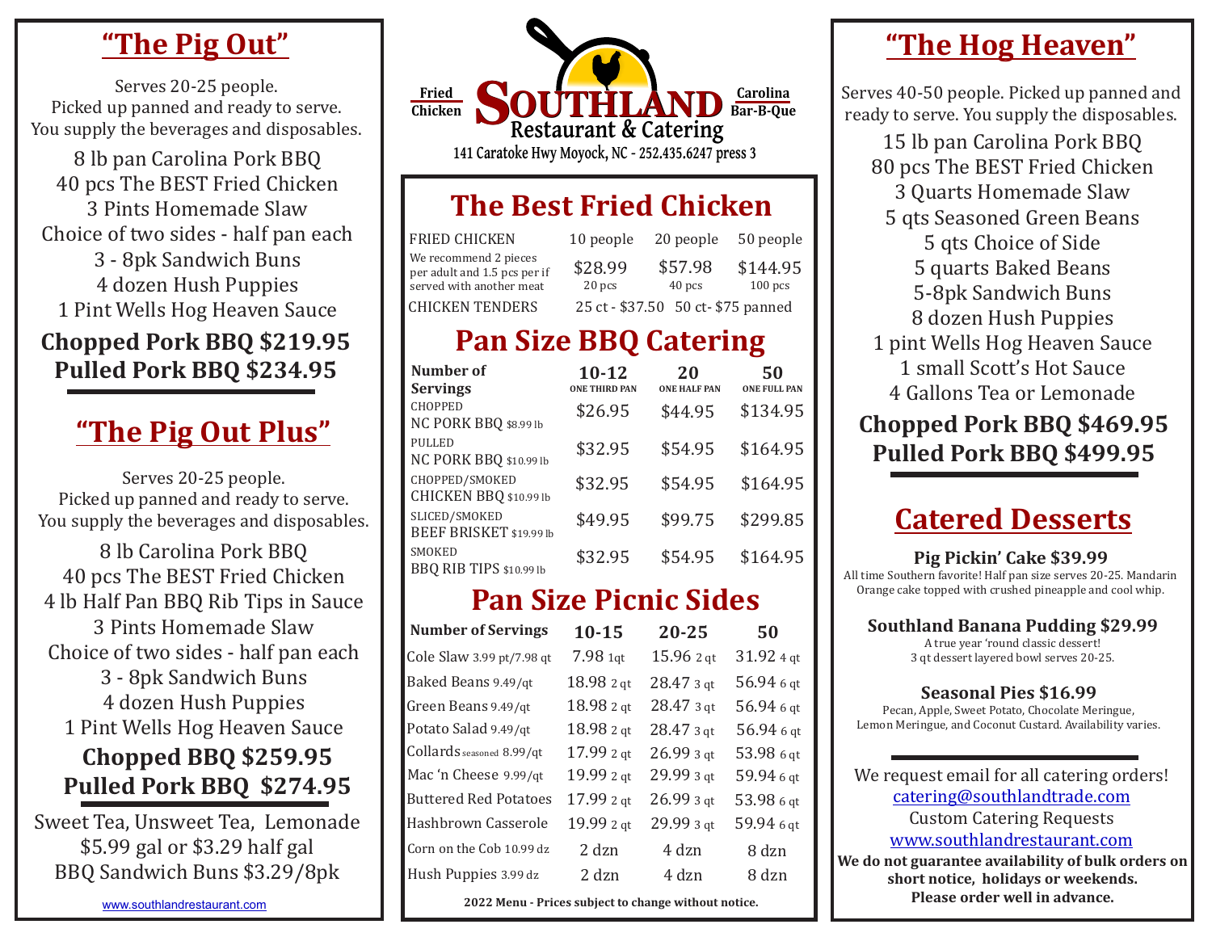## "The Pig Out"

Serves 20-25 people.
Picked up panned and ready to serve.
You supply the beverages and disposables.

8 lb pan Carolina Pork BBQ
40 pcs The BEST Fried Chicken
3 Pints Homemade Slaw
Choice of two sides - half pan each
3 - 8pk Sandwich Buns
4 dozen Hush Puppies
1 Pint Wells Hog Heaven Sauce

**Chopped Pork BBQ $219.95**
**Pulled Pork BBQ $234.95**

## "The Pig Out Plus"

Serves 20-25 people.
Picked up panned and ready to serve.
You supply the beverages and disposables.

8 lb Carolina Pork BBQ
40 pcs The BEST Fried Chicken
4 lb Half Pan BBQ Rib Tips in Sauce
3 Pints Homemade Slaw
Choice of two sides - half pan each
3 - 8pk Sandwich Buns
4 dozen Hush Puppies
1 Pint Wells Hog Heaven Sauce

**Chopped BBQ $259.95**
**Pulled Pork BBQ $274.95**

Sweet Tea, Unsweet Tea, Lemonade
$5.99 gal or $3.29 half gal
BBQ Sandwich Buns $3.29/8pk

www.southlandrestaurant.com

Fried Chicken **SOUTHLAND** Carolina Bar-B-Que
Restaurant & Catering
141 Caratoke Hwy Moyock, NC - 252.435.6247 press 3

## The Best Fried Chicken

| FRIED CHICKEN | 10 people | 20 people | 50 people |
|---|---|---|---|
| We recommend 2 pieces per adult and 1.5 pcs per if served with another meat | $28.99 20 pcs | $57.98 40 pcs | $144.95 100 pcs |
| CHICKEN TENDERS | 25 ct - $37.50 | 50 ct- $75 panned | |

## Pan Size BBQ Catering

| Number of Servings | 10-12 ONE THIRD PAN | 20 ONE HALF PAN | 50 ONE FULL PAN |
|---|---|---|---|
| CHOPPED NC PORK BBQ $8.99 lb | $26.95 | $44.95 | $134.95 |
| PULLED NC PORK BBQ $10.99 lb | $32.95 | $54.95 | $164.95 |
| CHOPPED/SMOKED CHICKEN BBQ $10.99 lb | $32.95 | $54.95 | $164.95 |
| SLICED/SMOKED BEEF BRISKET $19.99 lb | $49.95 | $99.75 | $299.85 |
| SMOKED BBQ RIB TIPS $10.99 lb | $32.95 | $54.95 | $164.95 |

## Pan Size Picnic Sides

| Number of Servings | 10-15 | 20-25 | 50 |
|---|---|---|---|
| Cole Slaw 3.99 pt/7.98 qt | 7.98 1qt | 15.96 2 qt | 31.92 4 qt |
| Baked Beans 9.49/qt | 18.98 2 qt | 28.47 3 qt | 56.94 6 qt |
| Green Beans 9.49/qt | 18.98 2 qt | 28.47 3 qt | 56.94 6 qt |
| Potato Salad 9.49/qt | 18.98 2 qt | 28.47 3 qt | 56.94 6 qt |
| Collards seasoned 8.99/qt | 17.99 2 qt | 26.99 3 qt | 53.98 6 qt |
| Mac 'n Cheese 9.99/qt | 19.99 2 qt | 29.99 3 qt | 59.94 6 qt |
| Buttered Red Potatoes | 17.99 2 qt | 26.99 3 qt | 53.98 6 qt |
| Hashbrown Casserole | 19.99 2 qt | 29.99 3 qt | 59.94 6 qt |
| Corn on the Cob 10.99 dz | 2 dzn | 4 dzn | 8 dzn |
| Hush Puppies 3.99 dz | 2 dzn | 4 dzn | 8 dzn |

**2022 Menu - Prices subject to change without notice.**

## "The Hog Heaven"

Serves 40-50 people. Picked up panned and ready to serve. You supply the disposables.

15 lb pan Carolina Pork BBQ
80 pcs The BEST Fried Chicken
3 Quarts Homemade Slaw
5 qts Seasoned Green Beans
5 qts Choice of Side
5 quarts Baked Beans
5-8pk Sandwich Buns
8 dozen Hush Puppies
1 pint Wells Hog Heaven Sauce
1 small Scott's Hot Sauce
4 Gallons Tea or Lemonade

**Chopped Pork BBQ $469.95**
**Pulled Pork BBQ $499.95**

## Catered Desserts

**Pig Pickin' Cake $39.99**
All time Southern favorite! Half pan size serves 20-25. Mandarin Orange cake topped with crushed pineapple and cool whip.

**Southland Banana Pudding $29.99**
A true year 'round classic dessert!
3 qt dessert layered bowl serves 20-25.

**Seasonal Pies $16.99**
Pecan, Apple, Sweet Potato, Chocolate Meringue, Lemon Meringue, and Coconut Custard. Availability varies.

We request email for all catering orders!
catering@southlandtrade.com
Custom Catering Requests
www.southlandrestaurant.com

**We do not guarantee availability of bulk orders on short notice, holidays or weekends. Please order well in advance.**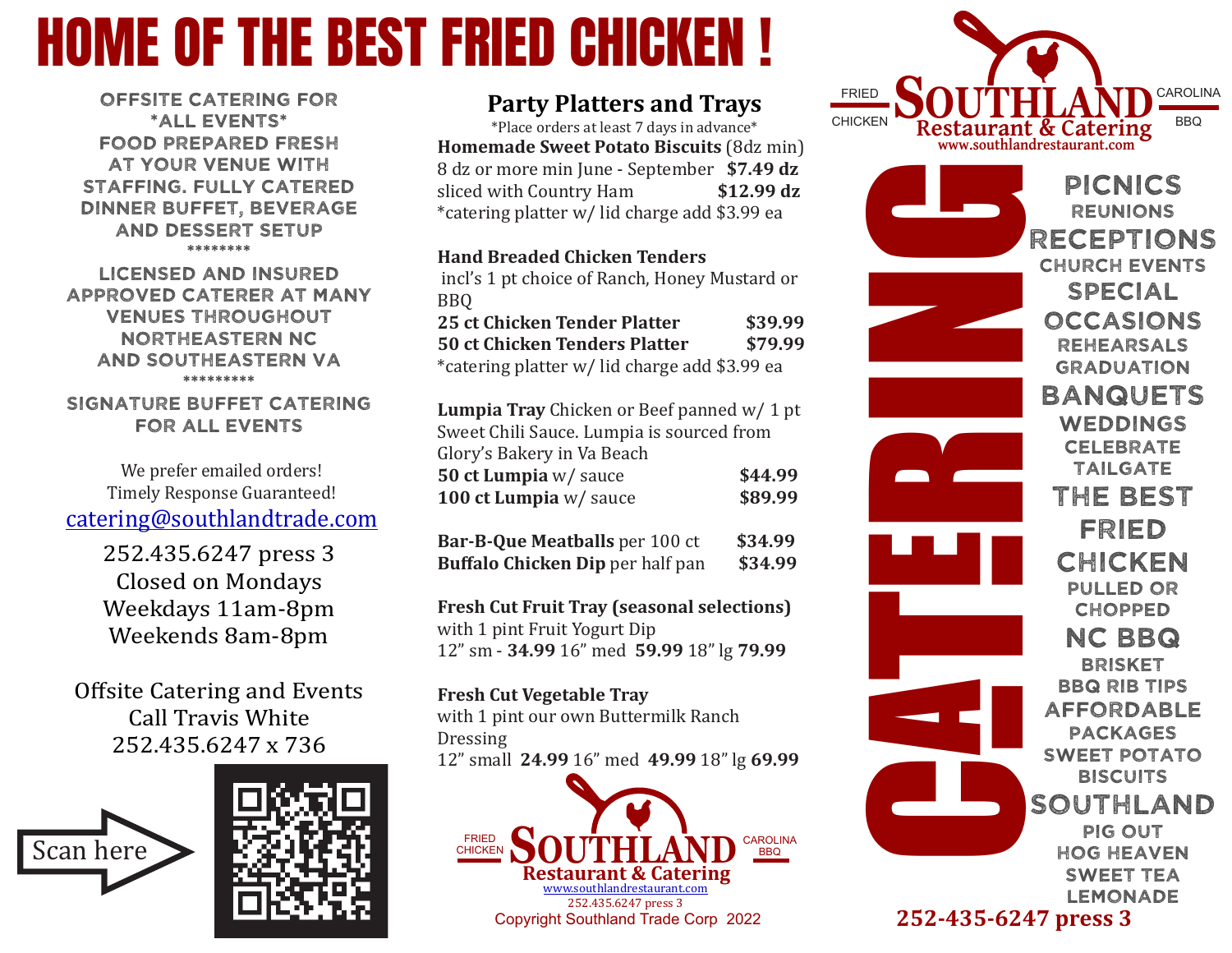# HOME OF THE BEST FRIED CHICKEN !

OFFSITE CATERING FOR
*ALL EVENTS*
FOOD PREPARED FRESH
AT YOUR VENUE WITH
STAFFING. FULLY CATERED
DINNER BUFFET, BEVERAGE
AND DESSERT SETUP

********

LICENSED AND INSURED
APPROVED CATERER AT MANY
VENUES THROUGHOUT
NORTHEASTERN NC
AND SOUTHEASTERN VA

*********

SIGNATURE BUFFET CATERING
FOR ALL EVENTS

We prefer emailed orders!
Timely Response Guaranteed!
catering@southlandtrade.com

252.435.6247 press 3
Closed on Mondays
Weekdays 11am-8pm
Weekends 8am-8pm

Offsite Catering and Events
Call Travis White
252.435.6247 x 736

Scan here

## Party Platters and Trays

*Place orders at least 7 days in advance*

**Homemade Sweet Potato Biscuits** (8dz min)
8 dz or more min June - September **$7.49 dz**
sliced with Country Ham **$12.99 dz**
*catering platter w/ lid charge add $3.99 ea

**Hand Breaded Chicken Tenders**
incl's 1 pt choice of Ranch, Honey Mustard or BBQ
**25 ct Chicken Tender Platter $39.99**
**50 ct Chicken Tenders Platter $79.99**
*catering platter w/ lid charge add $3.99 ea

**Lumpia Tray** Chicken or Beef panned w/ 1 pt Sweet Chili Sauce. Lumpia is sourced from Glory's Bakery in Va Beach
**50 ct Lumpia** w/ sauce **$44.99**
**100 ct Lumpia** w/ sauce **$89.99**

**Bar-B-Que Meatballs** per 100 ct **$34.99**
**Buffalo Chicken Dip** per half pan **$34.99**

**Fresh Cut Fruit Tray (seasonal selections)**
with 1 pint Fruit Yogurt Dip
12" sm - **34.99** 16" med **59.99** 18" lg **79.99**

**Fresh Cut Vegetable Tray**
with 1 pint our own Buttermilk Ranch Dressing
12" small **24.99** 16" med **49.99** 18" lg **69.99**

FRIED CHICKEN **SOUTHLAND** CAROLINA BBQ
Restaurant & Catering
www.southlandrestaurant.com
252.435.6247 press 3
Copyright Southland Trade Corp 2022

FRIED CHICKEN **SOUTHLAND** CAROLINA BBQ
Restaurant & Catering
www.southlandrestaurant.com

# CATERING

PICNICS
REUNIONS
RECEPTIONS
CHURCH EVENTS
SPECIAL
OCCASIONS
REHEARSALS
GRADUATION
BANQUETS
WEDDINGS
CELEBRATE
TAILGATE
THE BEST
FRIED
CHICKEN
PULLED OR
CHOPPED
NC BBQ
BRISKET
BBQ RIB TIPS
AFFORDABLE
PACKAGES
SWEET POTATO
BISCUITS
SOUTHLAND
PIG OUT
HOG HEAVEN
SWEET TEA
LEMONADE

**252-435-6247 press 3**